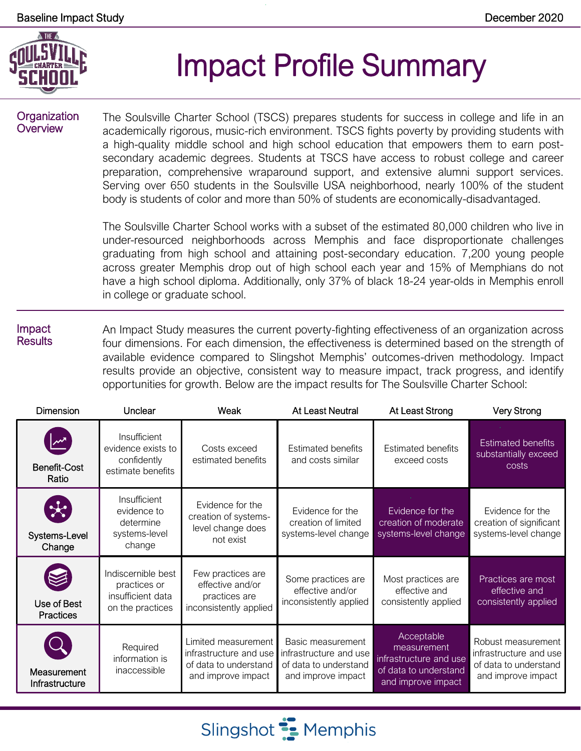Baseline Impact Study | December 2020

# Impact Profile Summary

## Organization Overview

The Soulsville Charter School (TSCS) prepares students for success in college and life in an academically rigorous, music-rich environment. TSCS fights poverty by providing students with a high-quality middle school and high school education that empowers them to earn post-secondary academic degrees. Students at TSCS have access to robust college and career preparation, comprehensive wraparound support, and extensive alumni support services. Serving over 650 students in the Soulsville USA neighborhood, nearly 100% of the student body is students of color and more than 50% of students are economically-disadvantaged.

The Soulsville Charter School works with a subset of the estimated 80,000 children who live in under-resourced neighborhoods across Memphis and face disproportionate challenges graduating from high school and attaining post-secondary education. 7,200 young people across greater Memphis drop out of high school each year and 15% of Memphians do not have a high school diploma. Additionally, only 37% of black 18-24 year-olds in Memphis enroll in college or graduate school.

## Impact Results

An Impact Study measures the current poverty-fighting effectiveness of an organization across four dimensions. For each dimension, the effectiveness is determined based on the strength of available evidence compared to Slingshot Memphis' outcomes-driven methodology. Impact results provide an objective, consistent way to measure impact, track progress, and identify opportunities for growth. Below are the impact results for The Soulsville Charter School:

| Dimension | Unclear | Weak | At Least Neutral | At Least Strong | Very Strong |
|---|---|---|---|---|---|
| Benefit-Cost Ratio | Insufficient evidence exists to confidently estimate benefits | Costs exceed estimated benefits | Estimated benefits and costs similar | Estimated benefits exceed costs | **Estimated benefits substantially exceed costs** |
| Systems-Level Change | Insufficient evidence to determine systems-level change | Evidence for the creation of systems-level change does not exist | Evidence for the creation of limited systems-level change | **Evidence for the creation of moderate systems-level change** | Evidence for the creation of significant systems-level change |
| Use of Best Practices | Indiscernible best practices or insufficient data on the practices | Few practices are effective and/or practices are inconsistently applied | Some practices are effective and/or inconsistently applied | Most practices are effective and consistently applied | **Practices are most effective and consistently applied** |
| Measurement Infrastructure | Required information is inaccessible | Limited measurement infrastructure and use of data to understand and improve impact | Basic measurement infrastructure and use of data to understand and improve impact | **Acceptable measurement infrastructure and use of data to understand and improve impact** | Robust measurement infrastructure and use of data to understand and improve impact |

Slingshot Memphis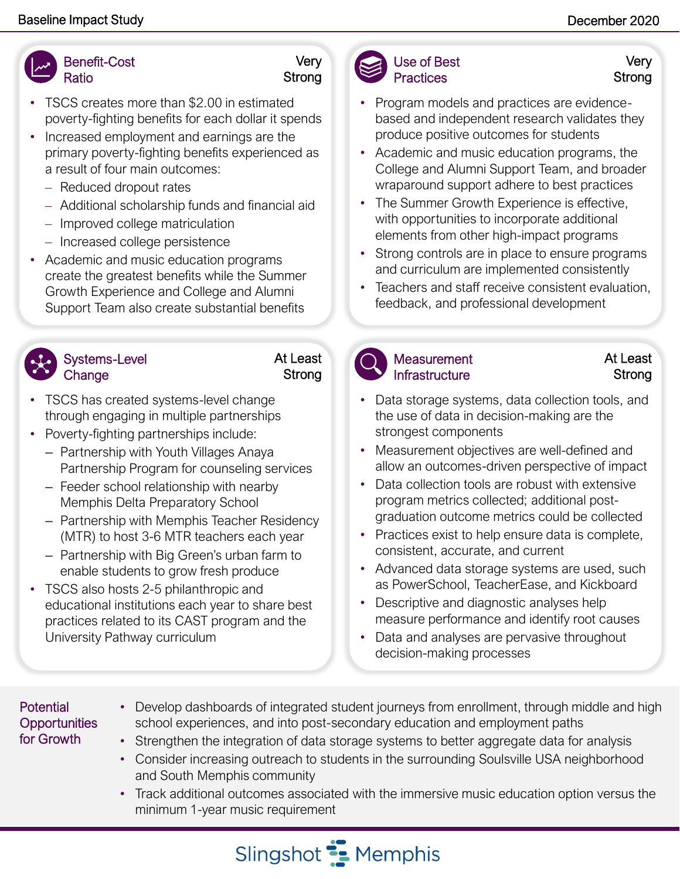## Benefit-Cost Ratio — Very Strong

- TSCS creates more than $2.00 in estimated poverty-fighting benefits for each dollar it spends
- Increased employment and earnings are the primary poverty-fighting benefits experienced as a result of four main outcomes:
  - Reduced dropout rates
  - Additional scholarship funds and financial aid
  - Improved college matriculation
  - Increased college persistence
- Academic and music education programs create the greatest benefits while the Summer Growth Experience and College and Alumni Support Team also create substantial benefits

## Use of Best Practices — Very Strong

- Program models and practices are evidence-based and independent research validates they produce positive outcomes for students
- Academic and music education programs, the College and Alumni Support Team, and broader wraparound support adhere to best practices
- The Summer Growth Experience is effective, with opportunities to incorporate additional elements from other high-impact programs
- Strong controls are in place to ensure programs and curriculum are implemented consistently
- Teachers and staff receive consistent evaluation, feedback, and professional development

## Systems-Level Change — At Least Strong

- TSCS has created systems-level change through engaging in multiple partnerships
- Poverty-fighting partnerships include:
  - Partnership with Youth Villages Anaya Partnership Program for counseling services
  - Feeder school relationship with nearby Memphis Delta Preparatory School
  - Partnership with Memphis Teacher Residency (MTR) to host 3-6 MTR teachers each year
  - Partnership with Big Green's urban farm to enable students to grow fresh produce
- TSCS also hosts 2-5 philanthropic and educational institutions each year to share best practices related to its CAST program and the University Pathway curriculum

## Measurement Infrastructure — At Least Strong

- Data storage systems, data collection tools, and the use of data in decision-making are the strongest components
- Measurement objectives are well-defined and allow an outcomes-driven perspective of impact
- Data collection tools are robust with extensive program metrics collected; additional post-graduation outcome metrics could be collected
- Practices exist to help ensure data is complete, consistent, accurate, and current
- Advanced data storage systems are used, such as PowerSchool, TeacherEase, and Kickboard
- Descriptive and diagnostic analyses help measure performance and identify root causes
- Data and analyses are pervasive throughout decision-making processes

## Potential Opportunities for Growth

- Develop dashboards of integrated student journeys from enrollment, through middle and high school experiences, and into post-secondary education and employment paths
- Strengthen the integration of data storage systems to better aggregate data for analysis
- Consider increasing outreach to students in the surrounding Soulsville USA neighborhood and South Memphis community
- Track additional outcomes associated with the immersive music education option versus the minimum 1-year music requirement

Slingshot Memphis